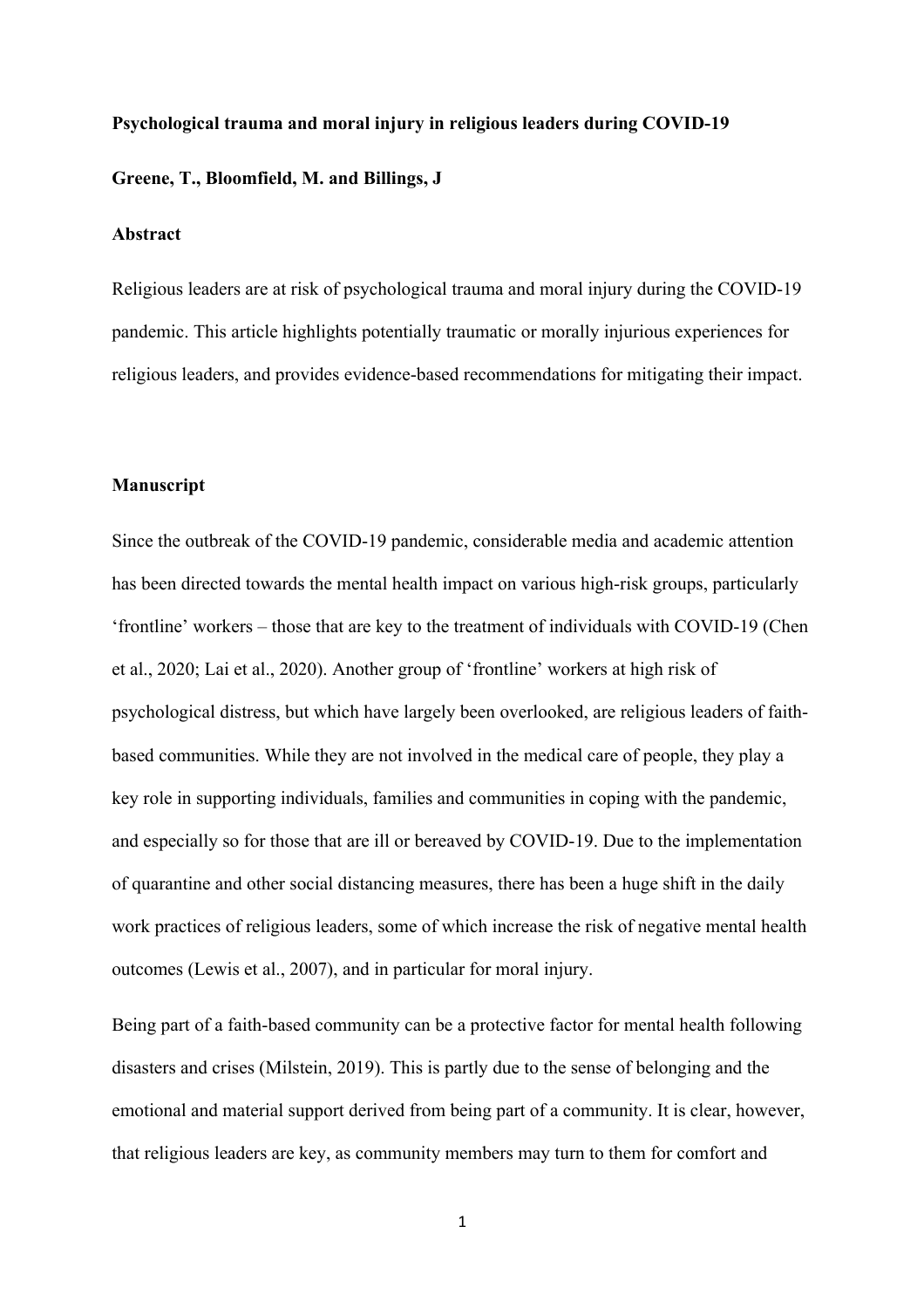**Psychological trauma and moral injury in religious leaders during COVID-19**

**Greene, T., Bloomfield, M. and Billings, J**

**Abstract**

Religious leaders are at risk of psychological trauma and moral injury during the COVID-19 pandemic. This article highlights potentially traumatic or morally injurious experiences for religious leaders, and provides evidence-based recommendations for mitigating their impact.

**Manuscript**

Since the outbreak of the COVID-19 pandemic, considerable media and academic attention has been directed towards the mental health impact on various high-risk groups, particularly 'frontline' workers – those that are key to the treatment of individuals with COVID-19 (Chen et al., 2020; Lai et al., 2020). Another group of 'frontline' workers at high risk of psychological distress, but which have largely been overlooked, are religious leaders of faith-based communities. While they are not involved in the medical care of people, they play a key role in supporting individuals, families and communities in coping with the pandemic, and especially so for those that are ill or bereaved by COVID-19. Due to the implementation of quarantine and other social distancing measures, there has been a huge shift in the daily work practices of religious leaders, some of which increase the risk of negative mental health outcomes (Lewis et al., 2007), and in particular for moral injury.

Being part of a faith-based community can be a protective factor for mental health following disasters and crises (Milstein, 2019). This is partly due to the sense of belonging and the emotional and material support derived from being part of a community. It is clear, however, that religious leaders are key, as community members may turn to them for comfort and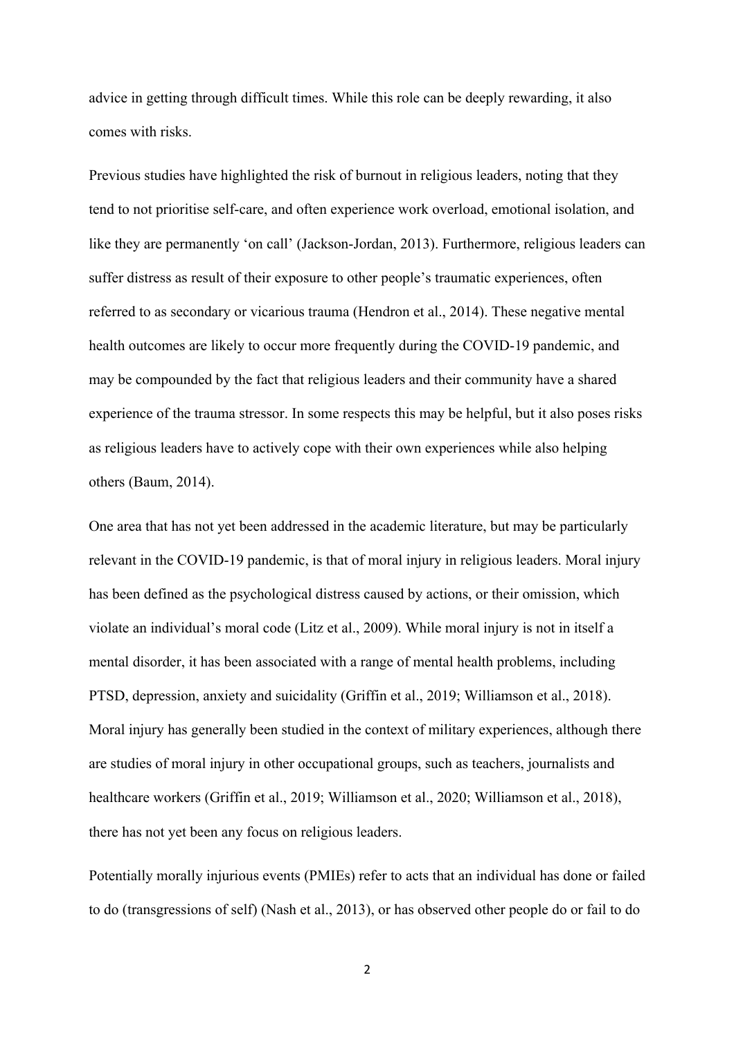advice in getting through difficult times. While this role can be deeply rewarding, it also comes with risks.

Previous studies have highlighted the risk of burnout in religious leaders, noting that they tend to not prioritise self-care, and often experience work overload, emotional isolation, and like they are permanently 'on call' (Jackson-Jordan, 2013). Furthermore, religious leaders can suffer distress as result of their exposure to other people's traumatic experiences, often referred to as secondary or vicarious trauma (Hendron et al., 2014). These negative mental health outcomes are likely to occur more frequently during the COVID-19 pandemic, and may be compounded by the fact that religious leaders and their community have a shared experience of the trauma stressor. In some respects this may be helpful, but it also poses risks as religious leaders have to actively cope with their own experiences while also helping others (Baum, 2014).

One area that has not yet been addressed in the academic literature, but may be particularly relevant in the COVID-19 pandemic, is that of moral injury in religious leaders. Moral injury has been defined as the psychological distress caused by actions, or their omission, which violate an individual's moral code (Litz et al., 2009). While moral injury is not in itself a mental disorder, it has been associated with a range of mental health problems, including PTSD, depression, anxiety and suicidality (Griffin et al., 2019; Williamson et al., 2018). Moral injury has generally been studied in the context of military experiences, although there are studies of moral injury in other occupational groups, such as teachers, journalists and healthcare workers (Griffin et al., 2019; Williamson et al., 2020; Williamson et al., 2018), there has not yet been any focus on religious leaders.

Potentially morally injurious events (PMIEs) refer to acts that an individual has done or failed to do (transgressions of self) (Nash et al., 2013), or has observed other people do or fail to do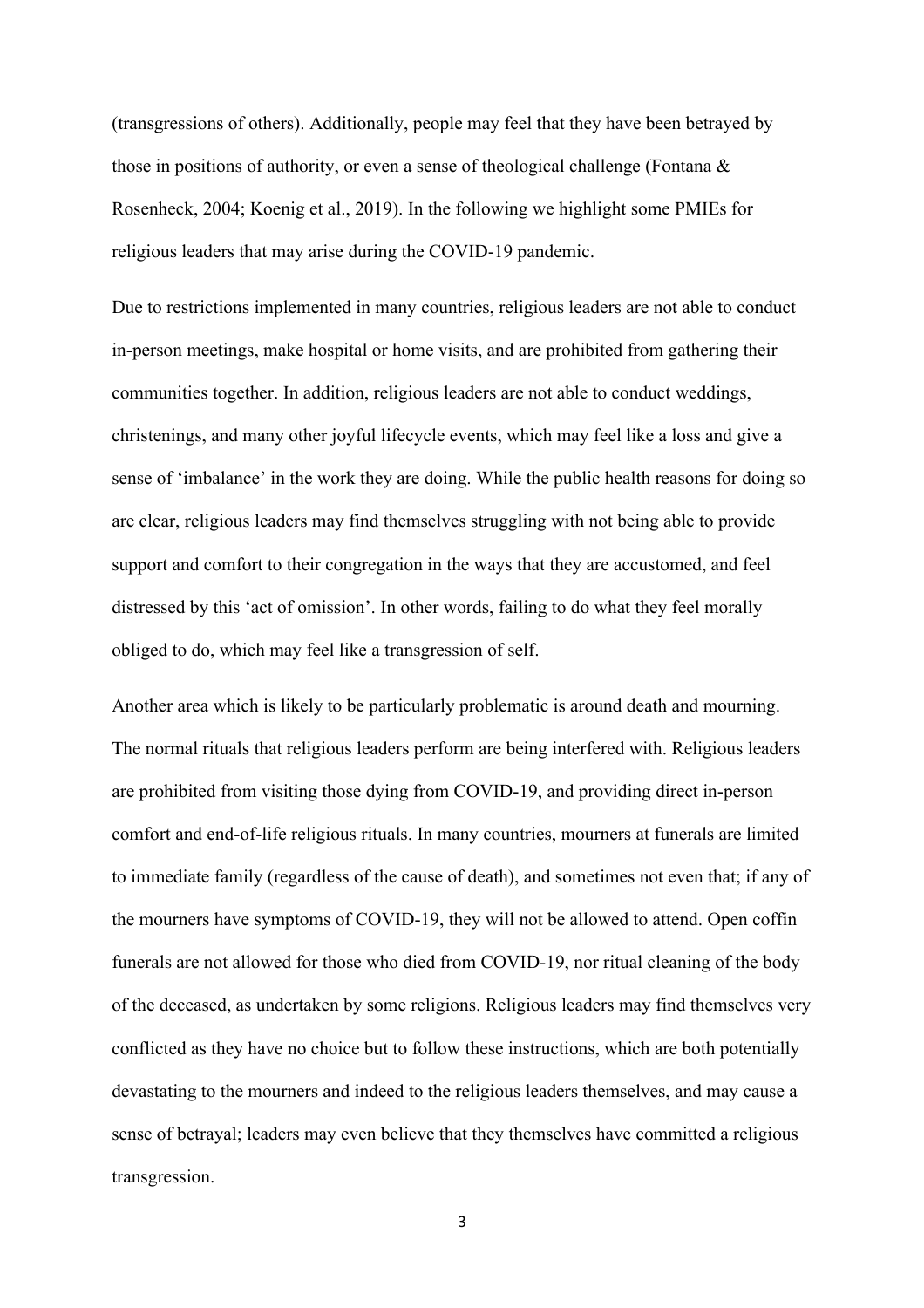(transgressions of others). Additionally, people may feel that they have been betrayed by those in positions of authority, or even a sense of theological challenge (Fontana & Rosenheck, 2004; Koenig et al., 2019). In the following we highlight some PMIEs for religious leaders that may arise during the COVID-19 pandemic.

Due to restrictions implemented in many countries, religious leaders are not able to conduct in-person meetings, make hospital or home visits, and are prohibited from gathering their communities together. In addition, religious leaders are not able to conduct weddings, christenings, and many other joyful lifecycle events, which may feel like a loss and give a sense of 'imbalance' in the work they are doing. While the public health reasons for doing so are clear, religious leaders may find themselves struggling with not being able to provide support and comfort to their congregation in the ways that they are accustomed, and feel distressed by this 'act of omission'. In other words, failing to do what they feel morally obliged to do, which may feel like a transgression of self.

Another area which is likely to be particularly problematic is around death and mourning. The normal rituals that religious leaders perform are being interfered with. Religious leaders are prohibited from visiting those dying from COVID-19, and providing direct in-person comfort and end-of-life religious rituals. In many countries, mourners at funerals are limited to immediate family (regardless of the cause of death), and sometimes not even that; if any of the mourners have symptoms of COVID-19, they will not be allowed to attend. Open coffin funerals are not allowed for those who died from COVID-19, nor ritual cleaning of the body of the deceased, as undertaken by some religions. Religious leaders may find themselves very conflicted as they have no choice but to follow these instructions, which are both potentially devastating to the mourners and indeed to the religious leaders themselves, and may cause a sense of betrayal; leaders may even believe that they themselves have committed a religious transgression.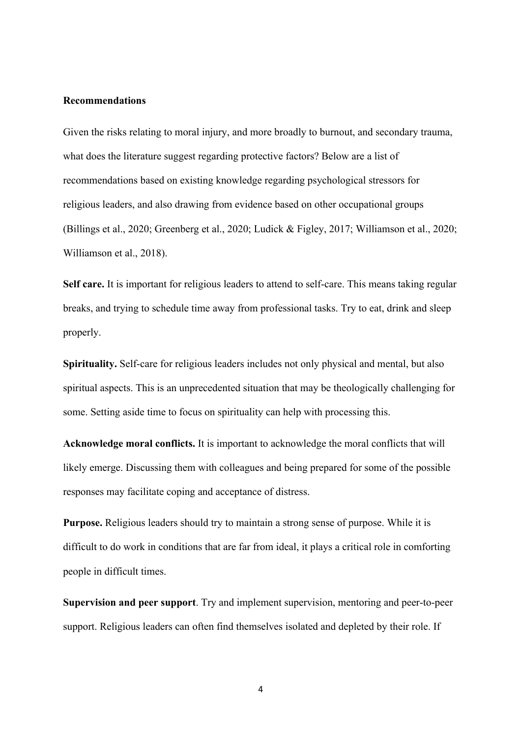## Recommendations

Given the risks relating to moral injury, and more broadly to burnout, and secondary trauma, what does the literature suggest regarding protective factors? Below are a list of recommendations based on existing knowledge regarding psychological stressors for religious leaders, and also drawing from evidence based on other occupational groups (Billings et al., 2020; Greenberg et al., 2020; Ludick & Figley, 2017; Williamson et al., 2020; Williamson et al., 2018).

**Self care.** It is important for religious leaders to attend to self-care. This means taking regular breaks, and trying to schedule time away from professional tasks. Try to eat, drink and sleep properly.

**Spirituality.** Self-care for religious leaders includes not only physical and mental, but also spiritual aspects. This is an unprecedented situation that may be theologically challenging for some. Setting aside time to focus on spirituality can help with processing this.

**Acknowledge moral conflicts.** It is important to acknowledge the moral conflicts that will likely emerge. Discussing them with colleagues and being prepared for some of the possible responses may facilitate coping and acceptance of distress.

**Purpose.** Religious leaders should try to maintain a strong sense of purpose. While it is difficult to do work in conditions that are far from ideal, it plays a critical role in comforting people in difficult times.

**Supervision and peer support**. Try and implement supervision, mentoring and peer-to-peer support. Religious leaders can often find themselves isolated and depleted by their role. If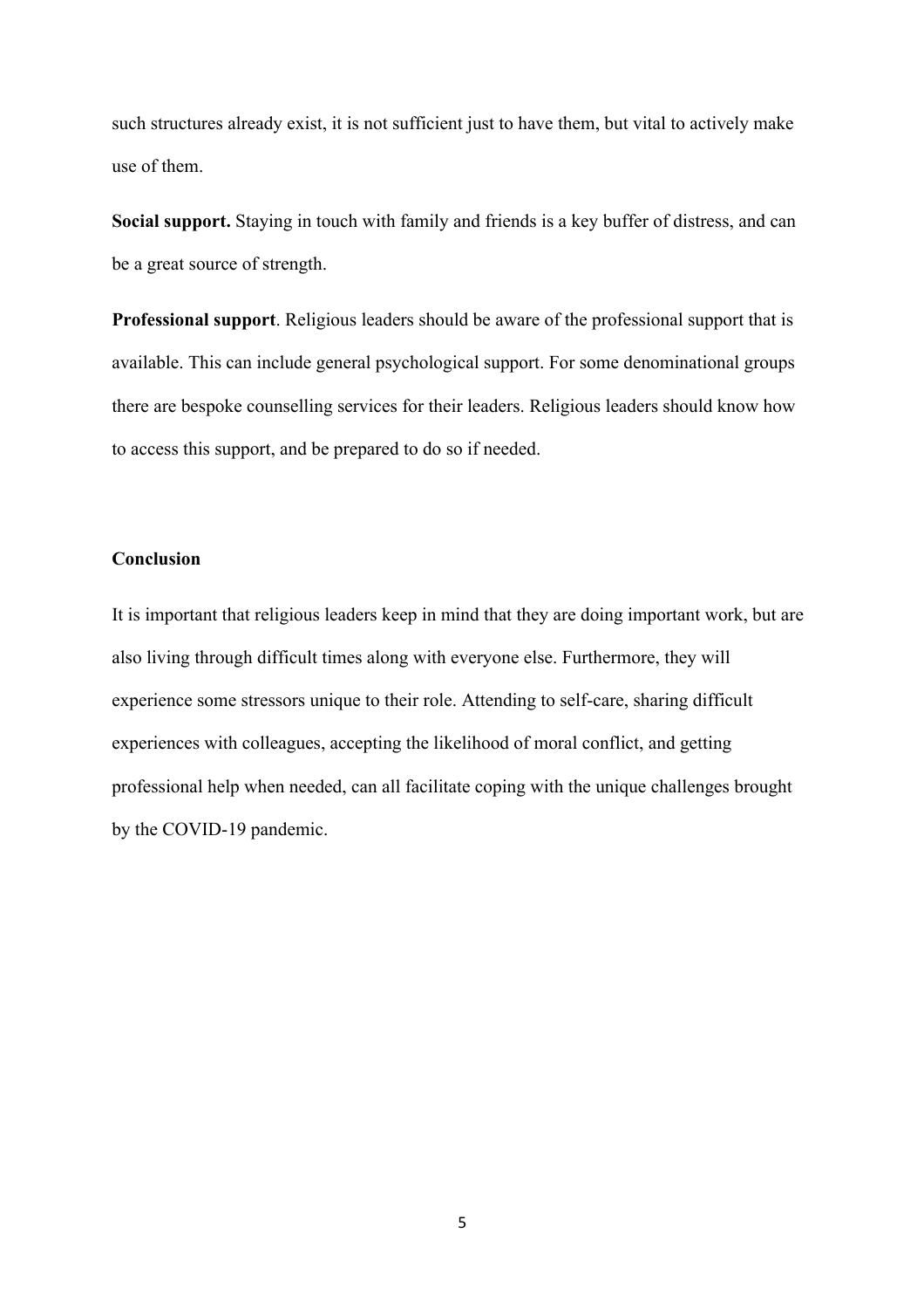such structures already exist, it is not sufficient just to have them, but vital to actively make use of them.

**Social support.** Staying in touch with family and friends is a key buffer of distress, and can be a great source of strength.

**Professional support**. Religious leaders should be aware of the professional support that is available. This can include general psychological support. For some denominational groups there are bespoke counselling services for their leaders. Religious leaders should know how to access this support, and be prepared to do so if needed.

## Conclusion

It is important that religious leaders keep in mind that they are doing important work, but are also living through difficult times along with everyone else. Furthermore, they will experience some stressors unique to their role. Attending to self-care, sharing difficult experiences with colleagues, accepting the likelihood of moral conflict, and getting professional help when needed, can all facilitate coping with the unique challenges brought by the COVID-19 pandemic.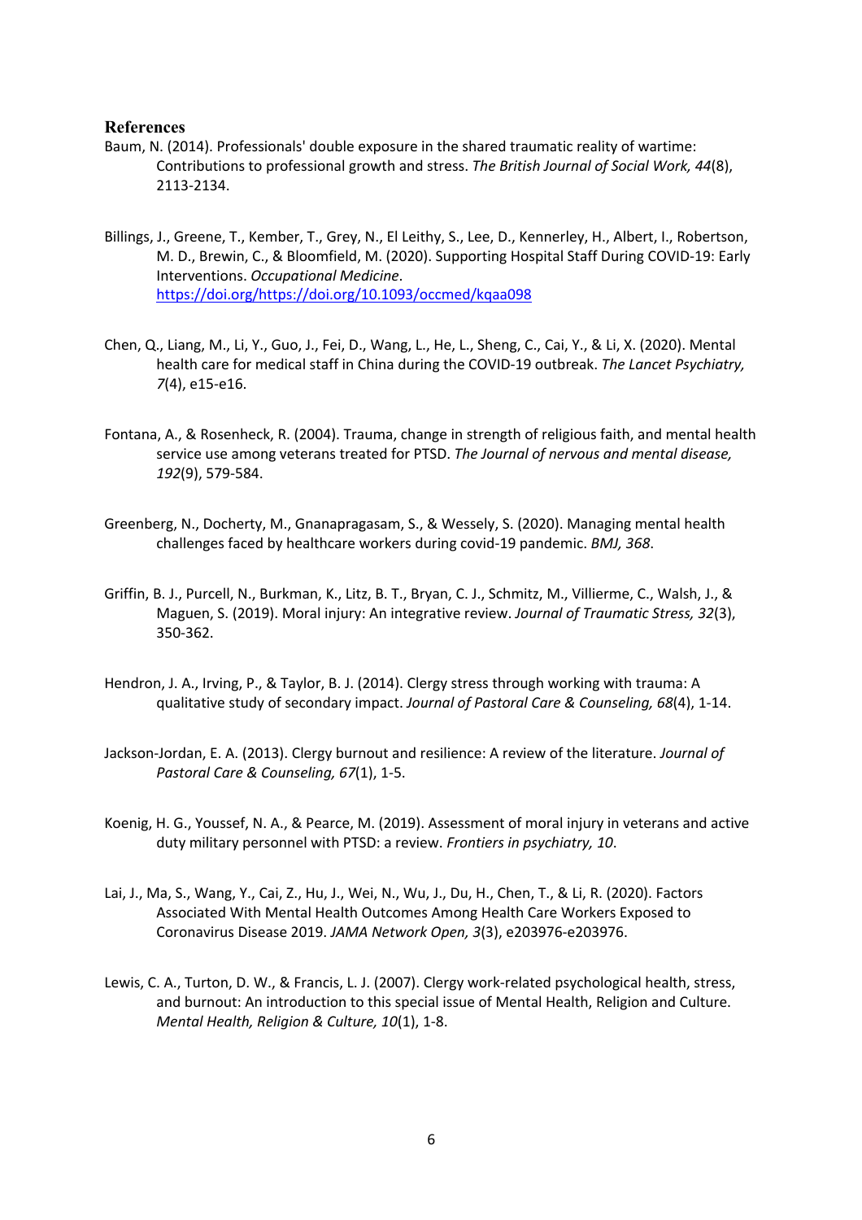## References

Baum, N. (2014). Professionals' double exposure in the shared traumatic reality of wartime: Contributions to professional growth and stress. *The British Journal of Social Work, 44*(8), 2113-2134.

Billings, J., Greene, T., Kember, T., Grey, N., El Leithy, S., Lee, D., Kennerley, H., Albert, I., Robertson, M. D., Brewin, C., & Bloomfield, M. (2020). Supporting Hospital Staff During COVID-19: Early Interventions. *Occupational Medicine*. https://doi.org/https://doi.org/10.1093/occmed/kqaa098

Chen, Q., Liang, M., Li, Y., Guo, J., Fei, D., Wang, L., He, L., Sheng, C., Cai, Y., & Li, X. (2020). Mental health care for medical staff in China during the COVID-19 outbreak. *The Lancet Psychiatry, 7*(4), e15-e16.

Fontana, A., & Rosenheck, R. (2004). Trauma, change in strength of religious faith, and mental health service use among veterans treated for PTSD. *The Journal of nervous and mental disease, 192*(9), 579-584.

Greenberg, N., Docherty, M., Gnanapragasam, S., & Wessely, S. (2020). Managing mental health challenges faced by healthcare workers during covid-19 pandemic. *BMJ, 368*.

Griffin, B. J., Purcell, N., Burkman, K., Litz, B. T., Bryan, C. J., Schmitz, M., Villierme, C., Walsh, J., & Maguen, S. (2019). Moral injury: An integrative review. *Journal of Traumatic Stress, 32*(3), 350-362.

Hendron, J. A., Irving, P., & Taylor, B. J. (2014). Clergy stress through working with trauma: A qualitative study of secondary impact. *Journal of Pastoral Care & Counseling, 68*(4), 1-14.

Jackson-Jordan, E. A. (2013). Clergy burnout and resilience: A review of the literature. *Journal of Pastoral Care & Counseling, 67*(1), 1-5.

Koenig, H. G., Youssef, N. A., & Pearce, M. (2019). Assessment of moral injury in veterans and active duty military personnel with PTSD: a review. *Frontiers in psychiatry, 10*.

Lai, J., Ma, S., Wang, Y., Cai, Z., Hu, J., Wei, N., Wu, J., Du, H., Chen, T., & Li, R. (2020). Factors Associated With Mental Health Outcomes Among Health Care Workers Exposed to Coronavirus Disease 2019. *JAMA Network Open, 3*(3), e203976-e203976.

Lewis, C. A., Turton, D. W., & Francis, L. J. (2007). Clergy work-related psychological health, stress, and burnout: An introduction to this special issue of Mental Health, Religion and Culture. *Mental Health, Religion & Culture, 10*(1), 1-8.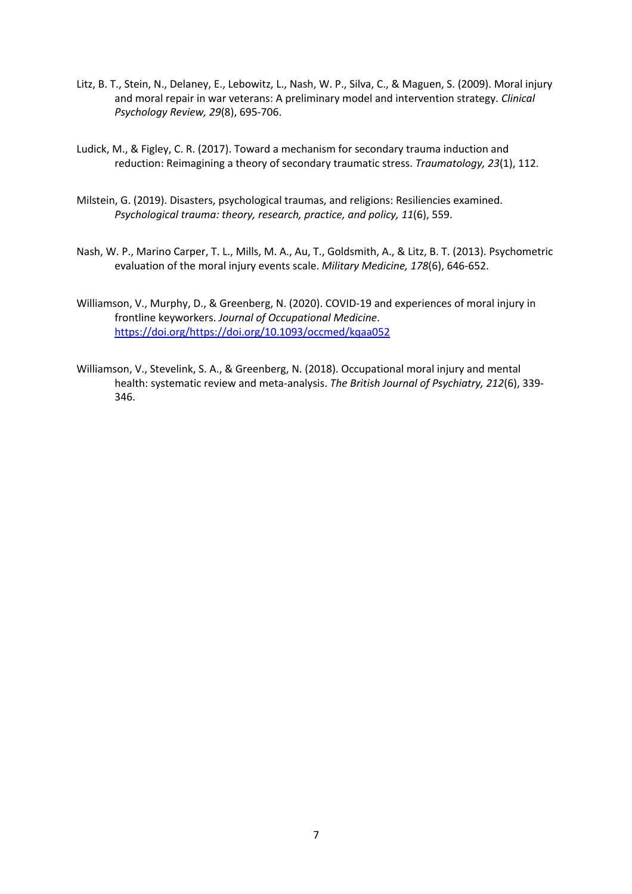Litz, B. T., Stein, N., Delaney, E., Lebowitz, L., Nash, W. P., Silva, C., & Maguen, S. (2009). Moral injury and moral repair in war veterans: A preliminary model and intervention strategy. *Clinical Psychology Review, 29*(8), 695-706.

Ludick, M., & Figley, C. R. (2017). Toward a mechanism for secondary trauma induction and reduction: Reimagining a theory of secondary traumatic stress. *Traumatology, 23*(1), 112.

Milstein, G. (2019). Disasters, psychological traumas, and religions: Resiliencies examined. *Psychological trauma: theory, research, practice, and policy, 11*(6), 559.

Nash, W. P., Marino Carper, T. L., Mills, M. A., Au, T., Goldsmith, A., & Litz, B. T. (2013). Psychometric evaluation of the moral injury events scale. *Military Medicine, 178*(6), 646-652.

Williamson, V., Murphy, D., & Greenberg, N. (2020). COVID-19 and experiences of moral injury in frontline keyworkers. *Journal of Occupational Medicine*. https://doi.org/https://doi.org/10.1093/occmed/kqaa052

Williamson, V., Stevelink, S. A., & Greenberg, N. (2018). Occupational moral injury and mental health: systematic review and meta-analysis. *The British Journal of Psychiatry, 212*(6), 339-346.